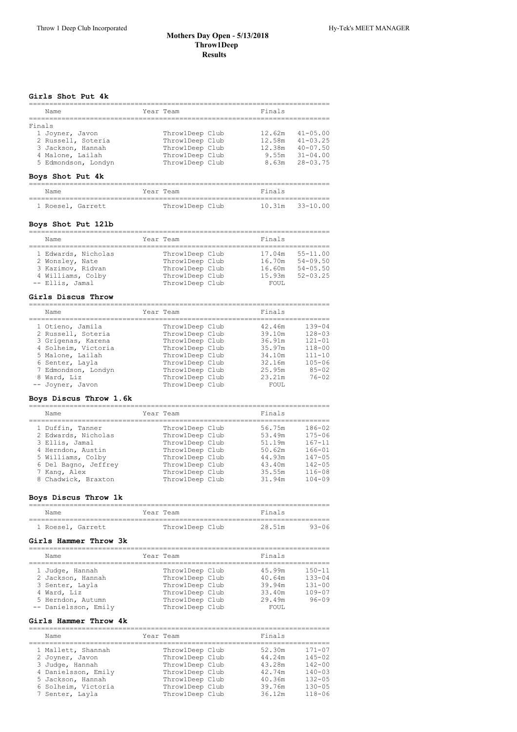**Mothers Day Open - 5/13/2018**
**Throw1Deep**
**Results**

### Girls Shot Put 4k

| Name | Year | Team | Finals | |
|---|---|---|---|---|
| **Finals** | | | | |
| 1 Joyner, Javon | | Throw1Deep Club | 12.62m | 41-05.00 |
| 2 Russell, Soteria | | Throw1Deep Club | 12.58m | 41-03.25 |
| 3 Jackson, Hannah | | Throw1Deep Club | 12.38m | 40-07.50 |
| 4 Malone, Lailah | | Throw1Deep Club | 9.55m | 31-04.00 |
| 5 Edmondson, Londyn | | Throw1Deep Club | 8.63m | 28-03.75 |

### Boys Shot Put 4k

| Name | Year | Team | Finals | |
|---|---|---|---|---|
| 1 Roesel, Garrett | | Throw1Deep Club | 10.31m | 33-10.00 |

### Boys Shot Put 12lb

| Name | Year | Team | Finals | |
|---|---|---|---|---|
| 1 Edwards, Nicholas | | Throw1Deep Club | 17.04m | 55-11.00 |
| 2 Wonsley, Nate | | Throw1Deep Club | 16.70m | 54-09.50 |
| 3 Kazimov, Ridvan | | Throw1Deep Club | 16.60m | 54-05.50 |
| 4 Williams, Colby | | Throw1Deep Club | 15.93m | 52-03.25 |
| -- Ellis, Jamal | | Throw1Deep Club | FOUL | |

### Girls Discus Throw

| Name | Year | Team | Finals | |
|---|---|---|---|---|
| 1 Otieno, Jamila | | Throw1Deep Club | 42.46m | 139-04 |
| 2 Russell, Soteria | | Throw1Deep Club | 39.10m | 128-03 |
| 3 Grigenas, Karena | | Throw1Deep Club | 36.91m | 121-01 |
| 4 Solheim, Victoria | | Throw1Deep Club | 35.97m | 118-00 |
| 5 Malone, Lailah | | Throw1Deep Club | 34.10m | 111-10 |
| 6 Senter, Layla | | Throw1Deep Club | 32.16m | 105-06 |
| 7 Edmondson, Londyn | | Throw1Deep Club | 25.95m | 85-02 |
| 8 Ward, Liz | | Throw1Deep Club | 23.21m | 76-02 |
| -- Joyner, Javon | | Throw1Deep Club | FOUL | |

### Boys Discus Throw 1.6k

| Name | Year | Team | Finals | |
|---|---|---|---|---|
| 1 Duffin, Tanner | | Throw1Deep Club | 56.75m | 186-02 |
| 2 Edwards, Nicholas | | Throw1Deep Club | 53.49m | 175-06 |
| 3 Ellis, Jamal | | Throw1Deep Club | 51.19m | 167-11 |
| 4 Herndon, Austin | | Throw1Deep Club | 50.62m | 166-01 |
| 5 Williams, Colby | | Throw1Deep Club | 44.93m | 147-05 |
| 6 Del Bagno, Jeffrey | | Throw1Deep Club | 43.40m | 142-05 |
| 7 Kang, Alex | | Throw1Deep Club | 35.55m | 116-08 |
| 8 Chadwick, Braxton | | Throw1Deep Club | 31.94m | 104-09 |

### Boys Discus Throw 1k

| Name | Year | Team | Finals | |
|---|---|---|---|---|
| 1 Roesel, Garrett | | Throw1Deep Club | 28.51m | 93-06 |

### Girls Hammer Throw 3k

| Name | Year | Team | Finals | |
|---|---|---|---|---|
| 1 Judge, Hannah | | Throw1Deep Club | 45.99m | 150-11 |
| 2 Jackson, Hannah | | Throw1Deep Club | 40.64m | 133-04 |
| 3 Senter, Layla | | Throw1Deep Club | 39.94m | 131-00 |
| 4 Ward, Liz | | Throw1Deep Club | 33.40m | 109-07 |
| 5 Herndon, Autumn | | Throw1Deep Club | 29.49m | 96-09 |
| -- Danielsson, Emily | | Throw1Deep Club | FOUL | |

### Girls Hammer Throw 4k

| Name | Year | Team | Finals | |
|---|---|---|---|---|
| 1 Mallett, Shannah | | Throw1Deep Club | 52.30m | 171-07 |
| 2 Joyner, Javon | | Throw1Deep Club | 44.24m | 145-02 |
| 3 Judge, Hannah | | Throw1Deep Club | 43.28m | 142-00 |
| 4 Danielsson, Emily | | Throw1Deep Club | 42.74m | 140-03 |
| 5 Jackson, Hannah | | Throw1Deep Club | 40.36m | 132-05 |
| 6 Solheim, Victoria | | Throw1Deep Club | 39.76m | 130-05 |
| 7 Senter, Layla | | Throw1Deep Club | 36.12m | 118-06 |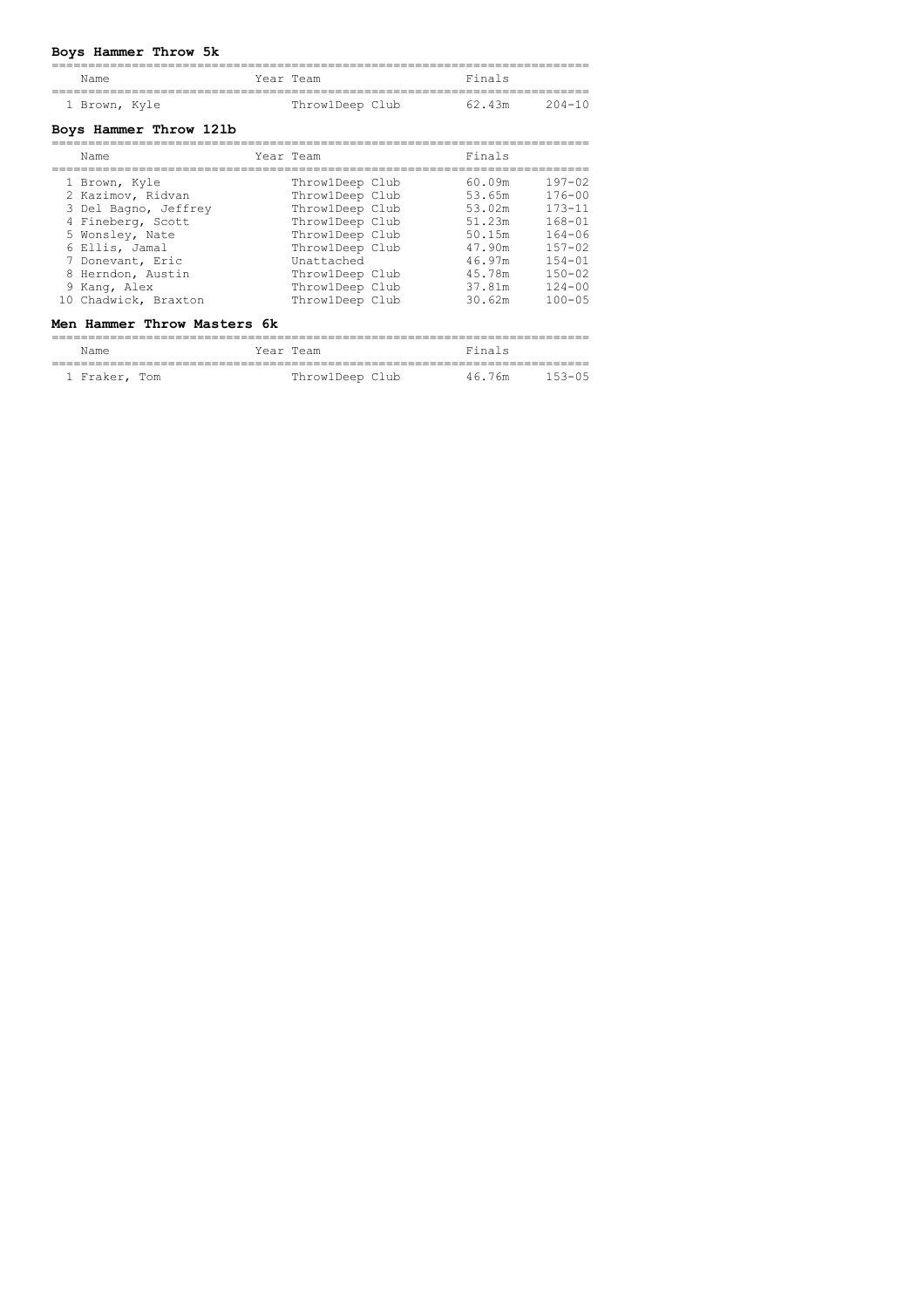**Boys Hammer Throw 5k**

| | Name | Year | Team | Finals | |
|---|---|---|---|---|---|
| 1 | Brown, Kyle | | Throw1Deep Club | 62.43m | 204-10 |

**Boys Hammer Throw 12lb**

| | Name | Year | Team | Finals | |
|---|---|---|---|---|---|
| 1 | Brown, Kyle | | Throw1Deep Club | 60.09m | 197-02 |
| 2 | Kazimov, Ridvan | | Throw1Deep Club | 53.65m | 176-00 |
| 3 | Del Bagno, Jeffrey | | Throw1Deep Club | 53.02m | 173-11 |
| 4 | Fineberg, Scott | | Throw1Deep Club | 51.23m | 168-01 |
| 5 | Wonsley, Nate | | Throw1Deep Club | 50.15m | 164-06 |
| 6 | Ellis, Jamal | | Throw1Deep Club | 47.90m | 157-02 |
| 7 | Donevant, Eric | | Unattached | 46.97m | 154-01 |
| 8 | Herndon, Austin | | Throw1Deep Club | 45.78m | 150-02 |
| 9 | Kang, Alex | | Throw1Deep Club | 37.81m | 124-00 |
| 10 | Chadwick, Braxton | | Throw1Deep Club | 30.62m | 100-05 |

**Men Hammer Throw Masters 6k**

| | Name | Year | Team | Finals | |
|---|---|---|---|---|---|
| 1 | Fraker, Tom | | Throw1Deep Club | 46.76m | 153-05 |